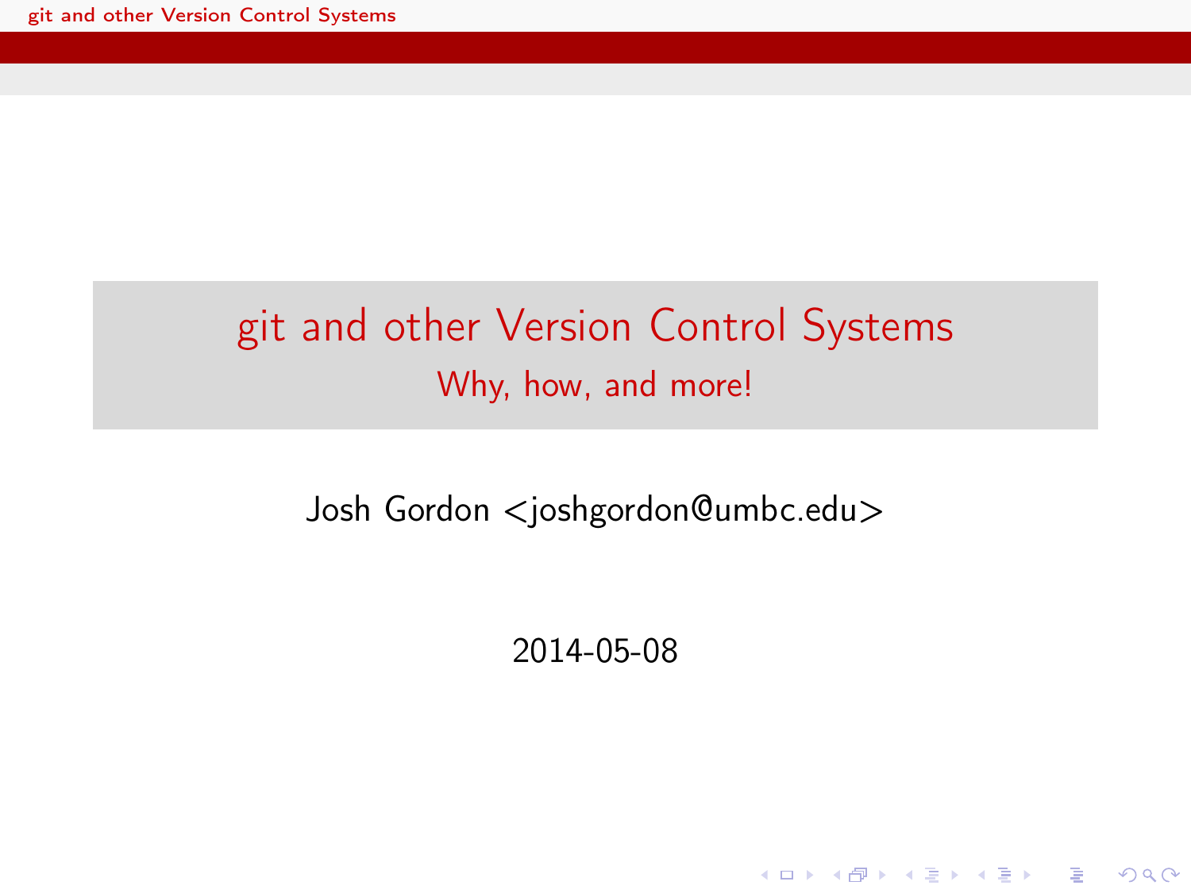# git and other Version Control Systems

## Why, how, and more!

Josh Gordon <joshgordon@umbc.edu>

2014-05-08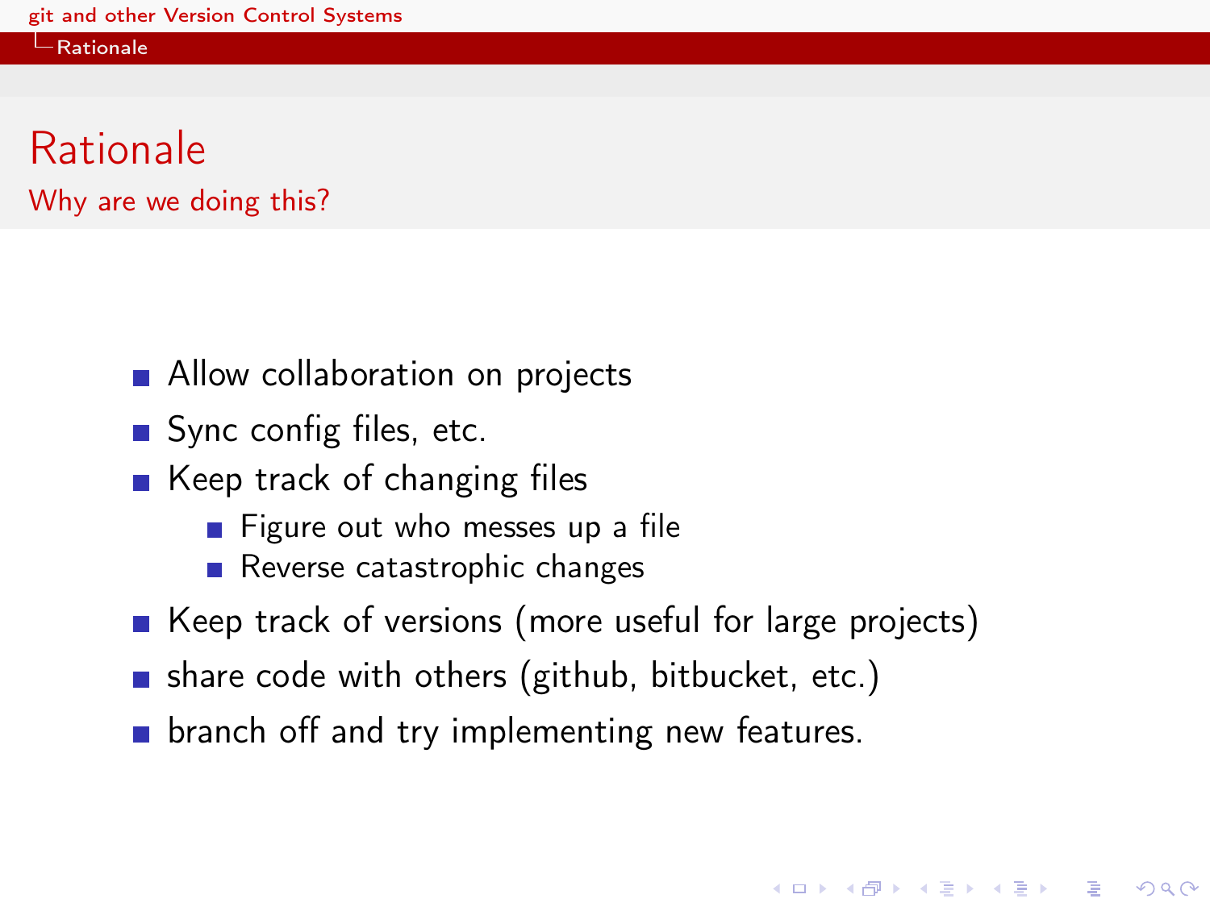# Rationale

## Why are we doing this?

- Allow collaboration on projects
- Sync config files, etc.
- Keep track of changing files
  - Figure out who messes up a file
  - Reverse catastrophic changes
- Keep track of versions (more useful for large projects)
- share code with others (github, bitbucket, etc.)
- branch off and try implementing new features.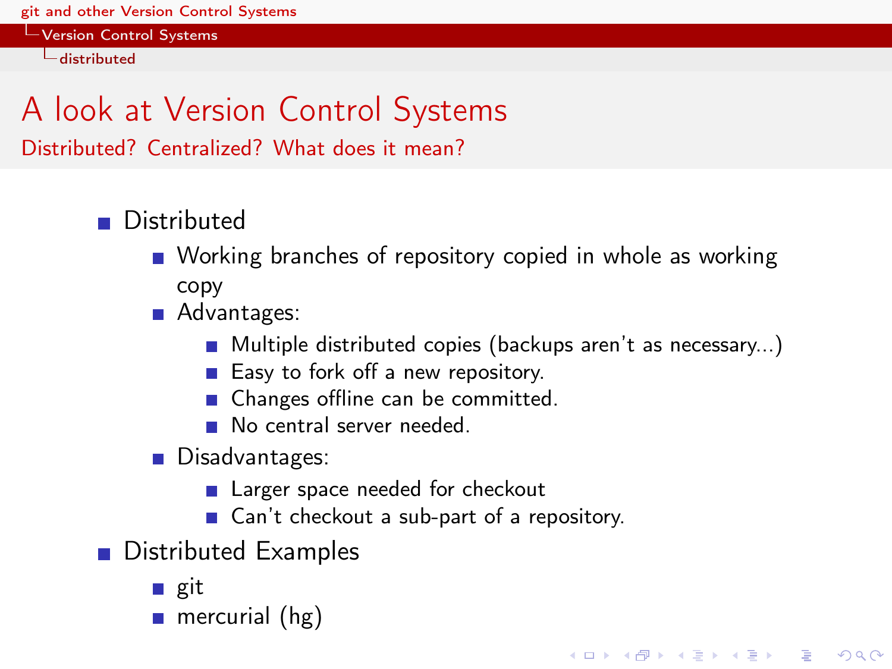# A look at Version Control Systems

## Distributed? Centralized? What does it mean?

- Distributed
  - Working branches of repository copied in whole as working copy
  - Advantages:
    - Multiple distributed copies (backups aren't as necessary...)
    - Easy to fork off a new repository.
    - Changes offline can be committed.
    - No central server needed.
  - Disadvantages:
    - Larger space needed for checkout
    - Can't checkout a sub-part of a repository.
- Distributed Examples
  - git
  - mercurial (hg)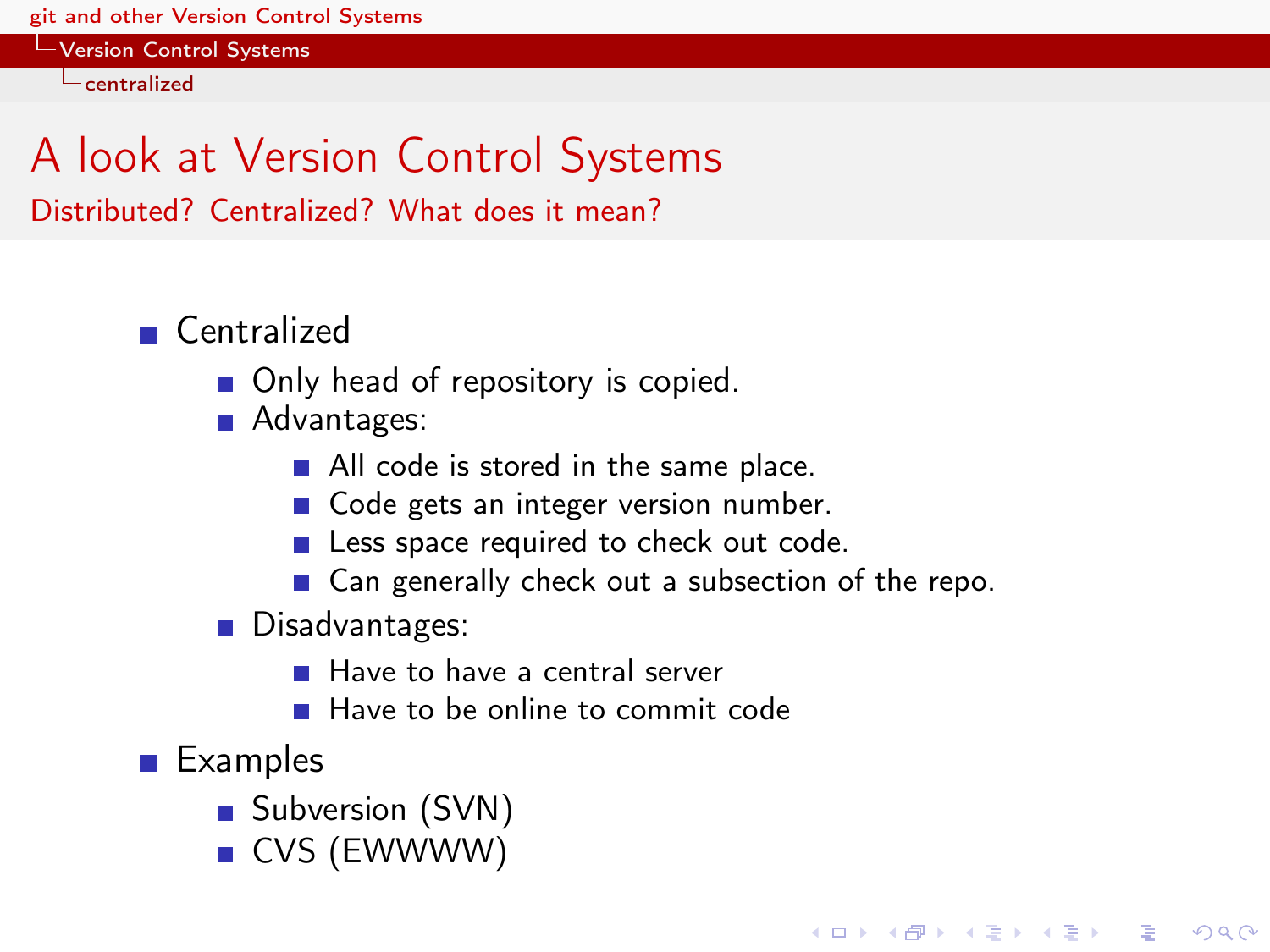# A look at Version Control Systems

## Distributed? Centralized? What does it mean?

- Centralized
  - Only head of repository is copied.
  - Advantages:
    - All code is stored in the same place.
    - Code gets an integer version number.
    - Less space required to check out code.
    - Can generally check out a subsection of the repo.
  - Disadvantages:
    - Have to have a central server
    - Have to be online to commit code
- Examples
  - Subversion (SVN)
  - CVS (EWWWW)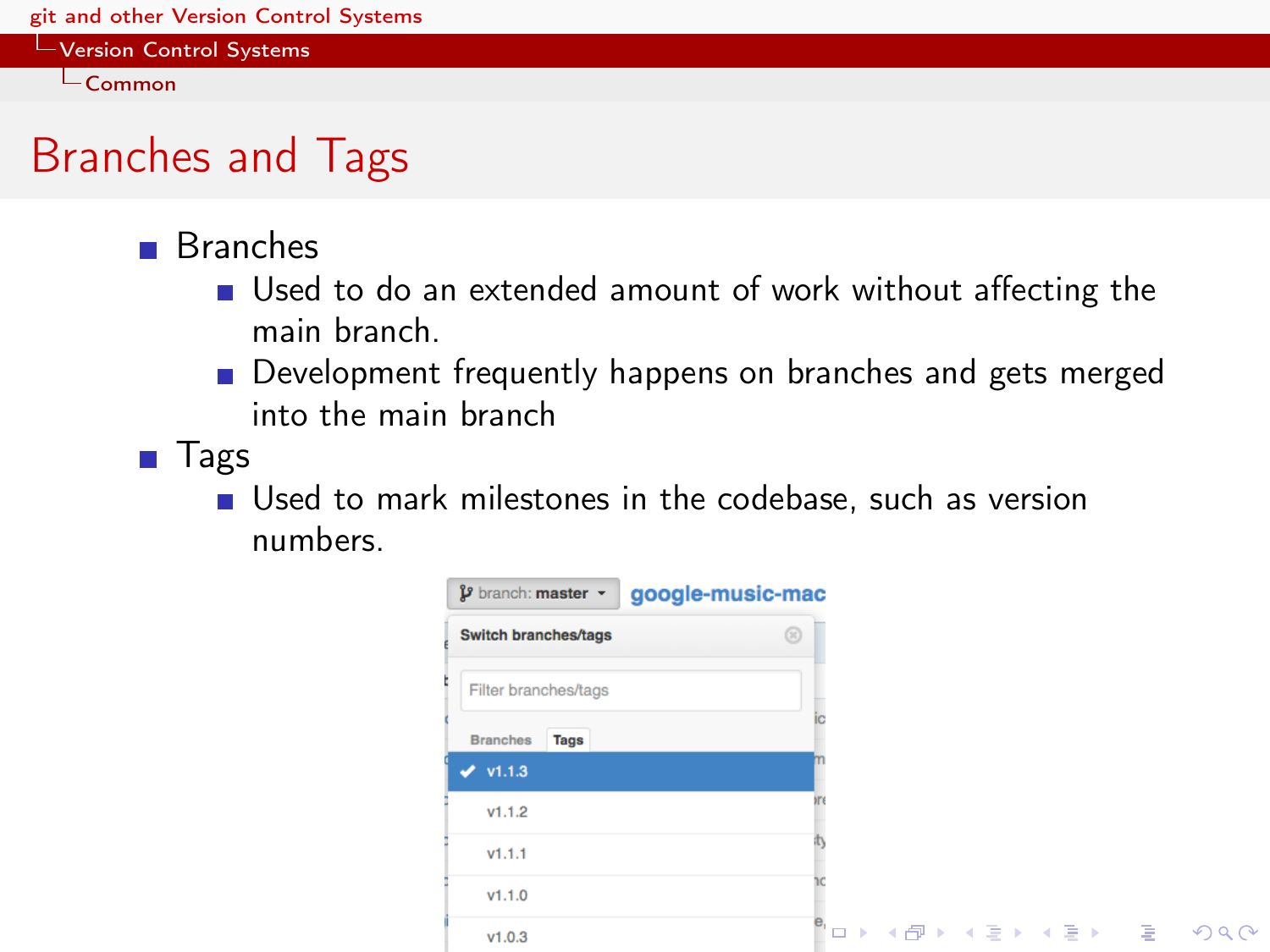# Branches and Tags

- Branches
  - Used to do an extended amount of work without affecting the main branch.
  - Development frequently happens on branches and gets merged into the main branch
- Tags
  - Used to mark milestones in the codebase, such as version numbers.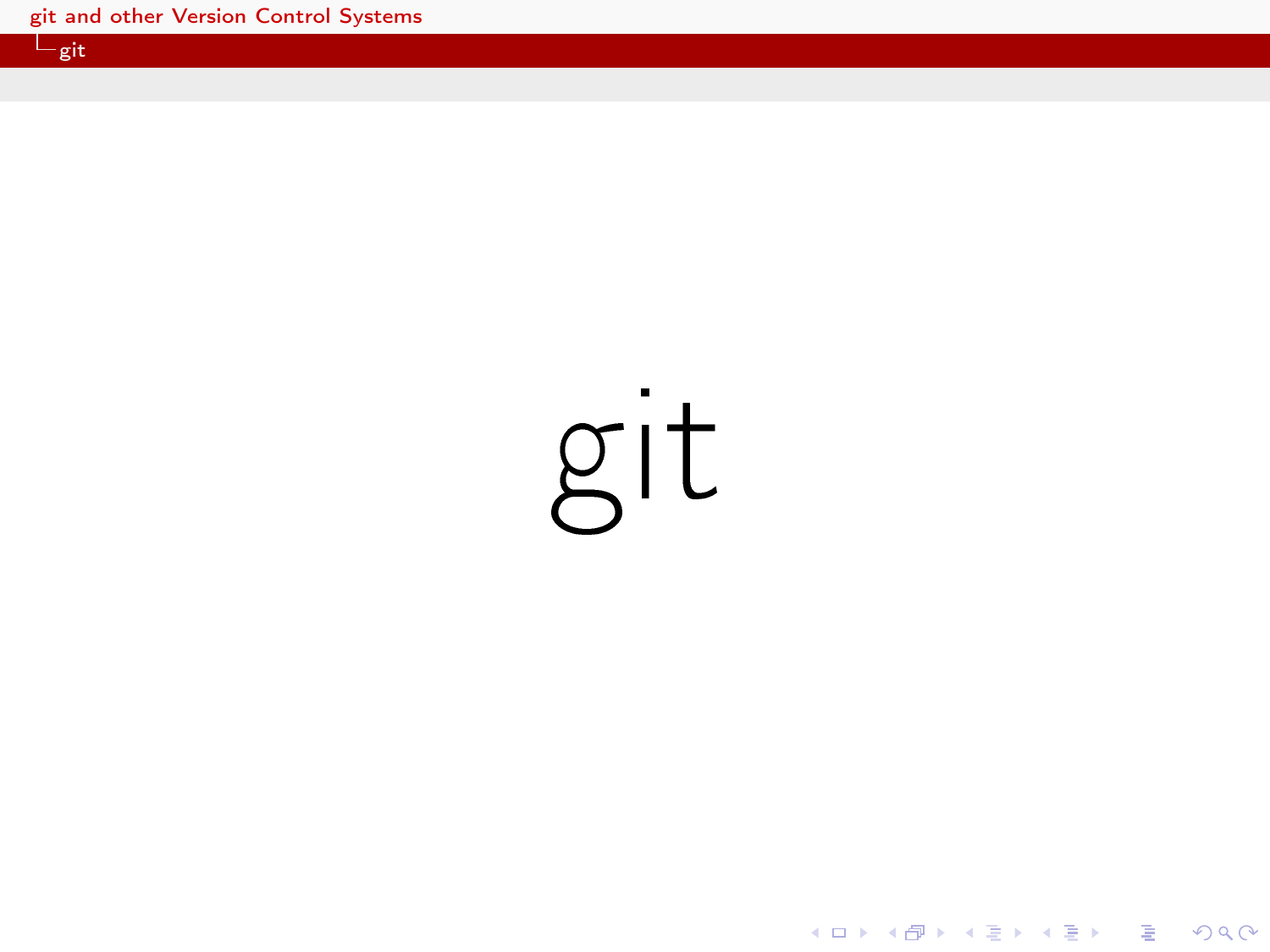# git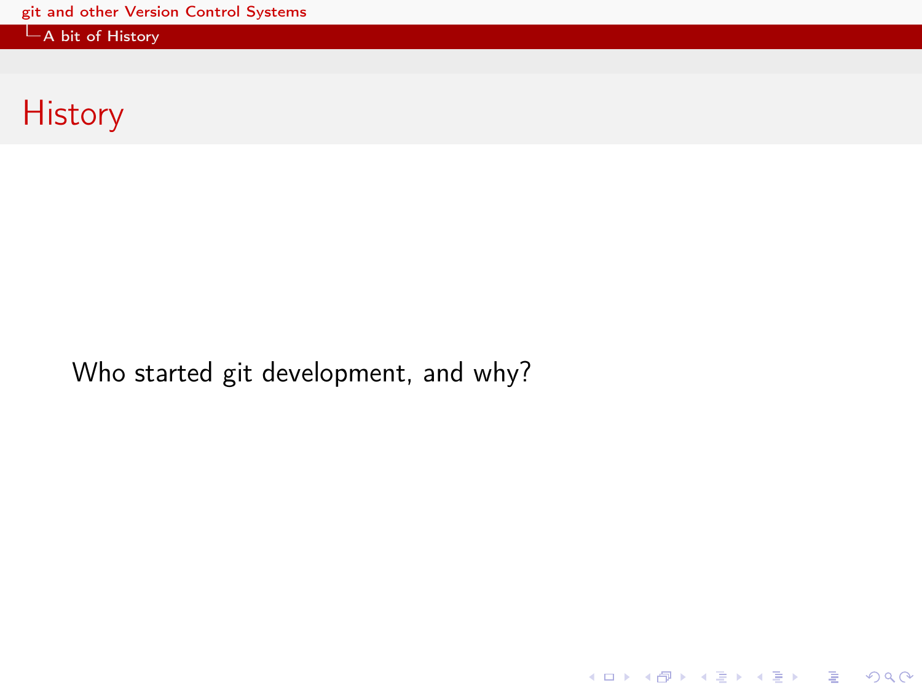# History

Who started git development, and why?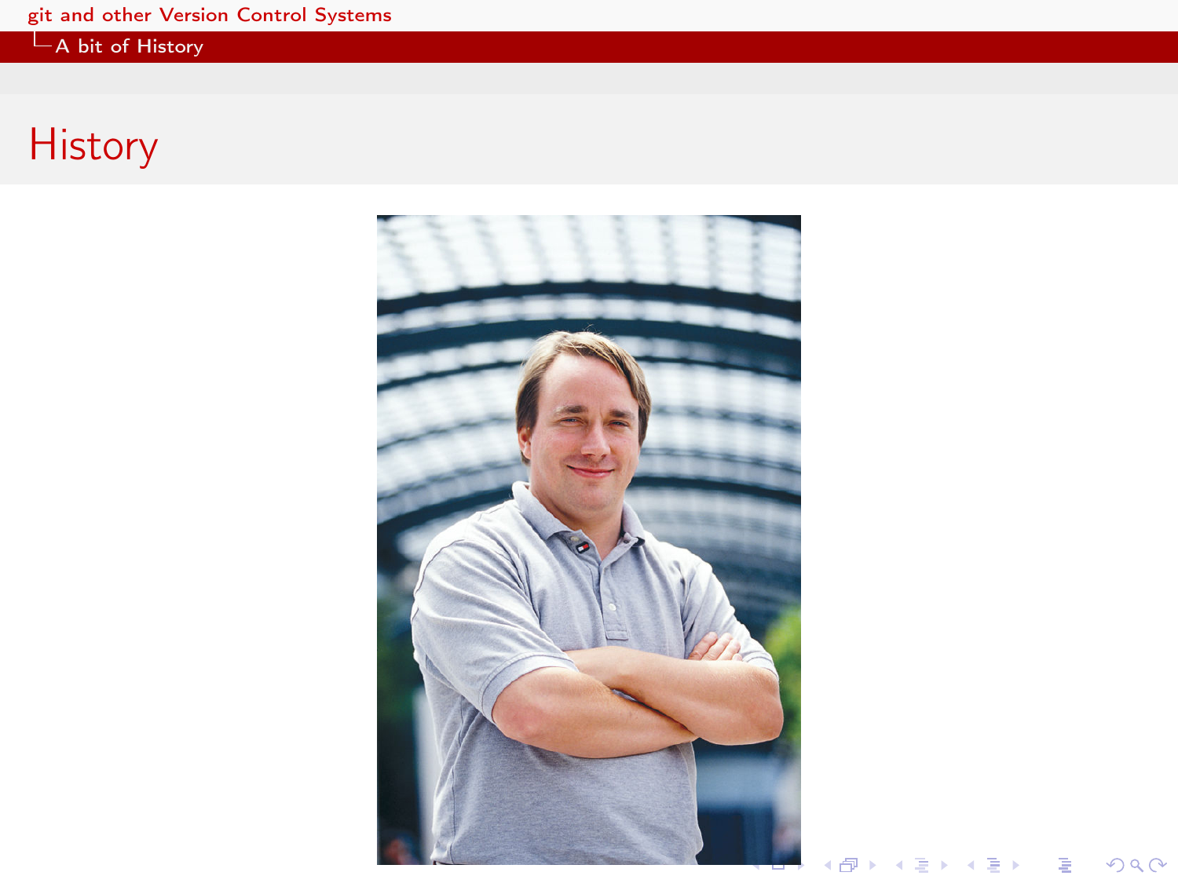# History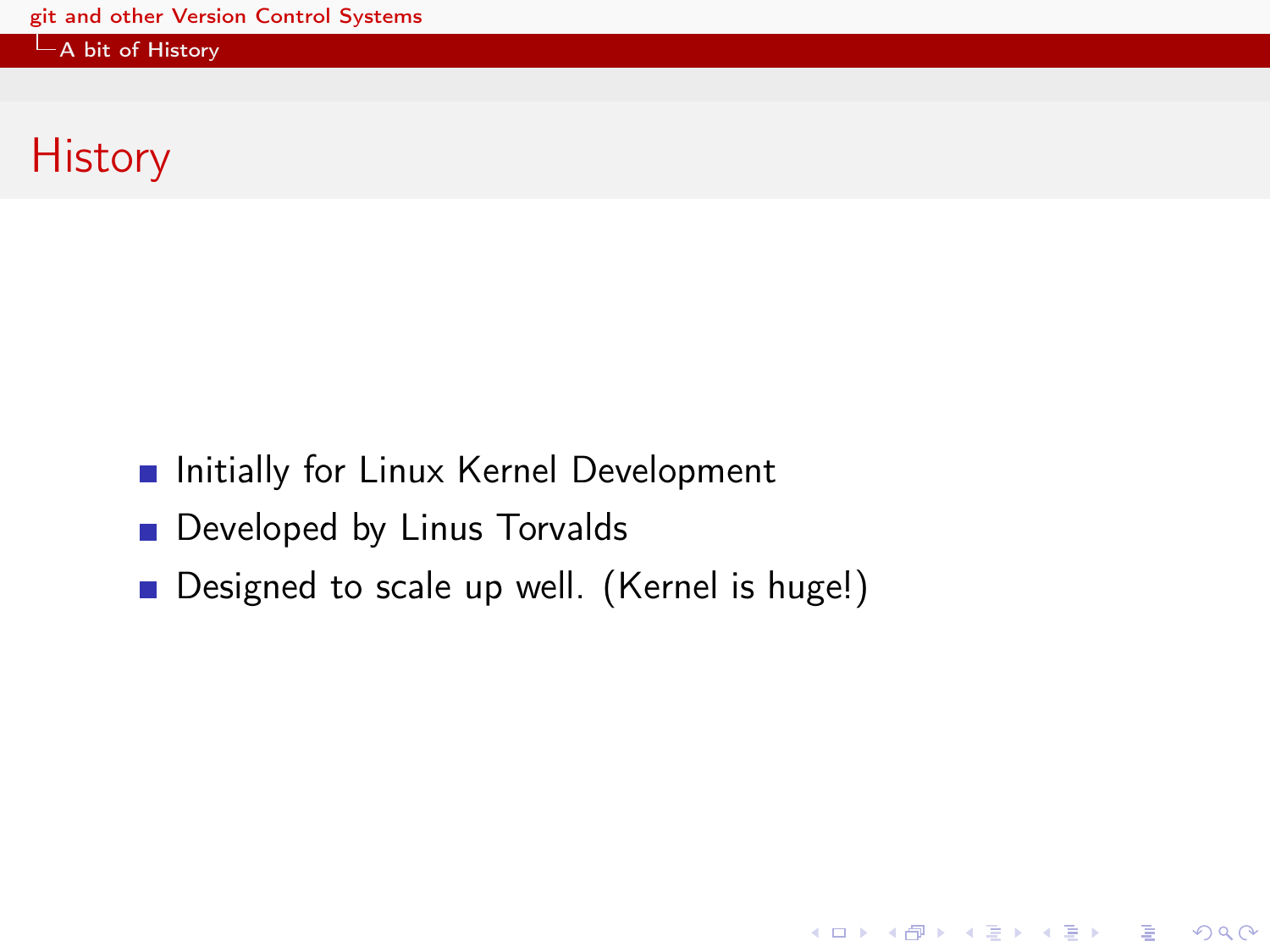## History

- Initially for Linux Kernel Development
- Developed by Linus Torvalds
- Designed to scale up well. (Kernel is huge!)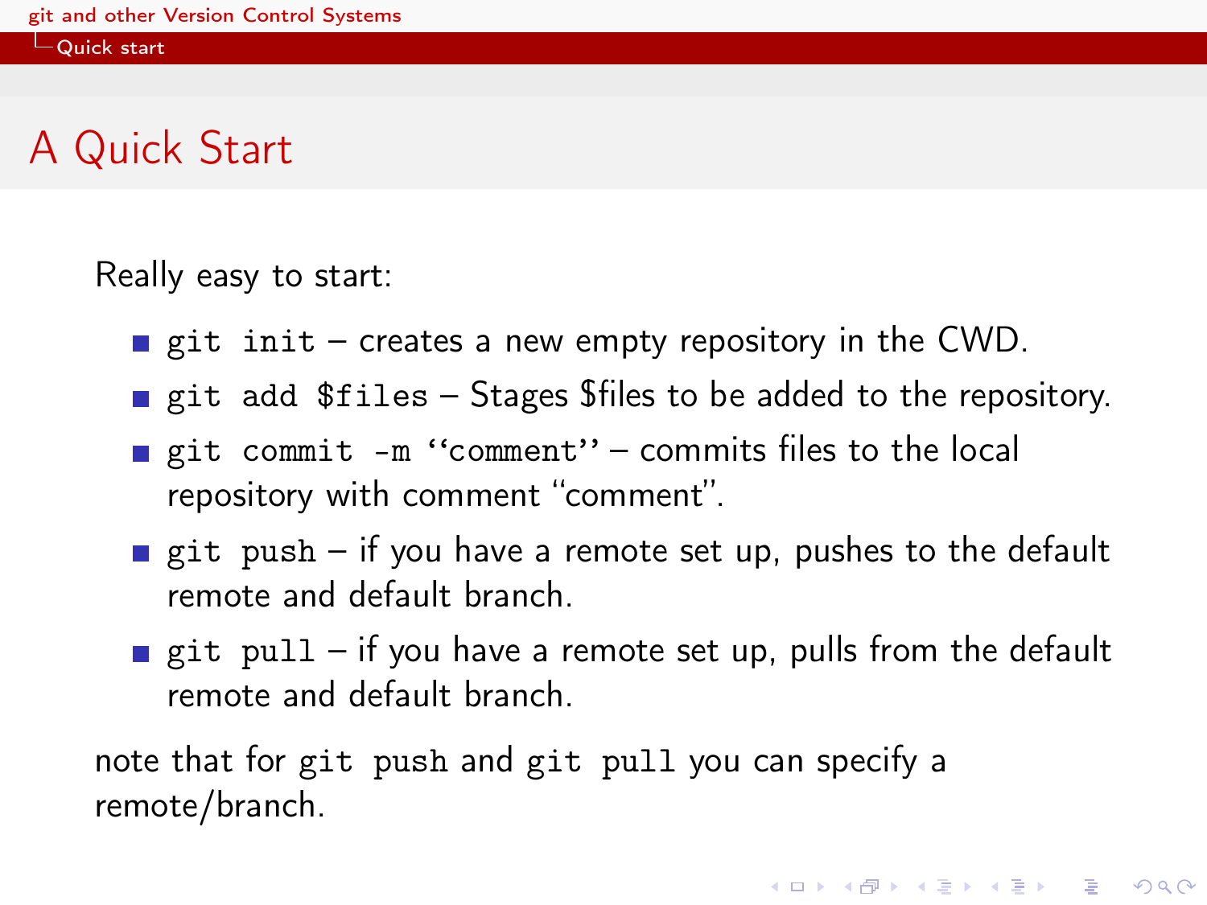# A Quick Start

Really easy to start:

- `git init` – creates a new empty repository in the CWD.
- `git add $files` – Stages $files to be added to the repository.
- `git commit -m ‘‘comment’’` – commits files to the local repository with comment “comment”.
- `git push` – if you have a remote set up, pushes to the default remote and default branch.
- `git pull` – if you have a remote set up, pulls from the default remote and default branch.

note that for `git push` and `git pull` you can specify a remote/branch.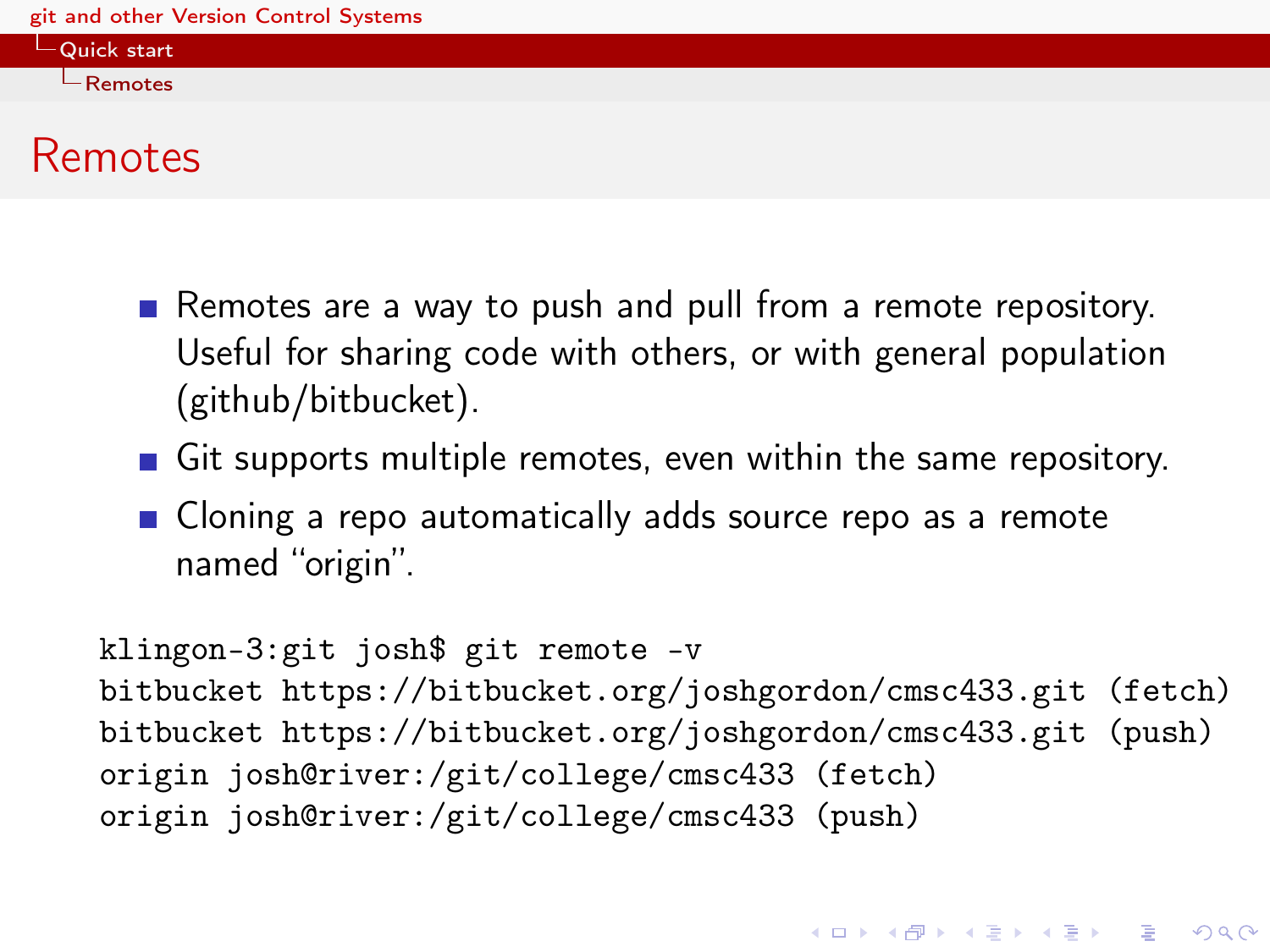# Remotes

- Remotes are a way to push and pull from a remote repository. Useful for sharing code with others, or with general population (github/bitbucket).
- Git supports multiple remotes, even within the same repository.
- Cloning a repo automatically adds source repo as a remote named “origin”.

```
klingon-3:git josh$ git remote -v
bitbucket https://bitbucket.org/joshgordon/cmsc433.git (fetch)
bitbucket https://bitbucket.org/joshgordon/cmsc433.git (push)
origin josh@river:/git/college/cmsc433 (fetch)
origin josh@river:/git/college/cmsc433 (push)
```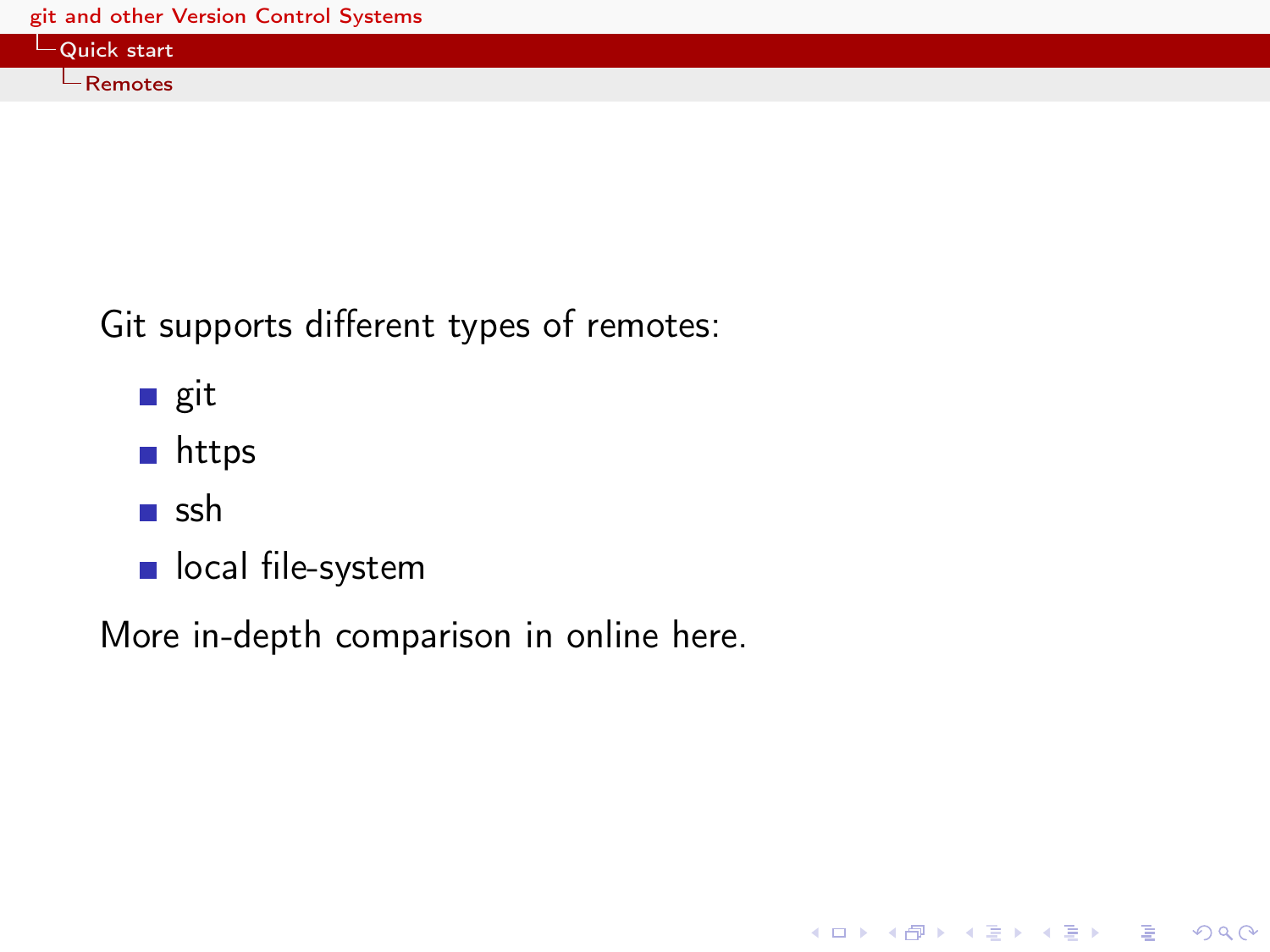Git supports different types of remotes:

- git
- https
- ssh
- local file-system

More in-depth comparison in online here.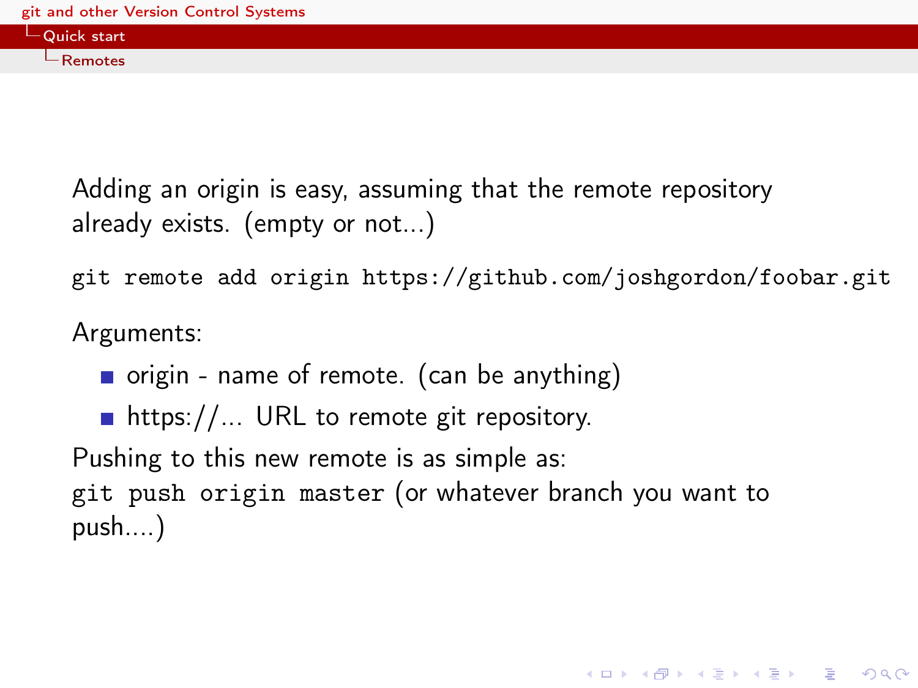Adding an origin is easy, assuming that the remote repository already exists. (empty or not...)

```
git remote add origin https://github.com/joshgordon/foobar.git
```

Arguments:

- origin - name of remote. (can be anything)
- https://... URL to remote git repository.

Pushing to this new remote is as simple as:
`git push origin master` (or whatever branch you want to push....)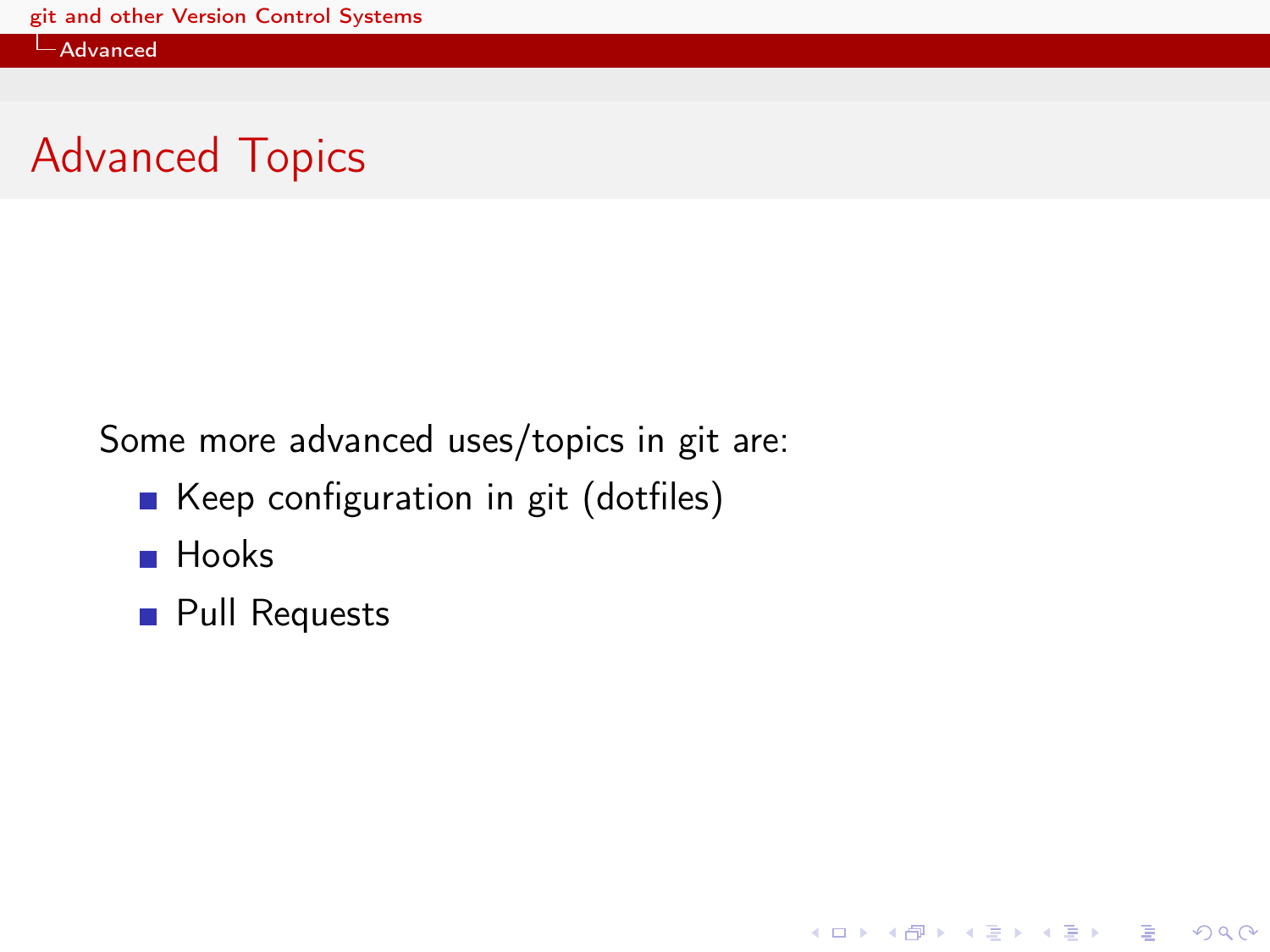# Advanced Topics

Some more advanced uses/topics in git are:

- Keep configuration in git (dotfiles)
- Hooks
- Pull Requests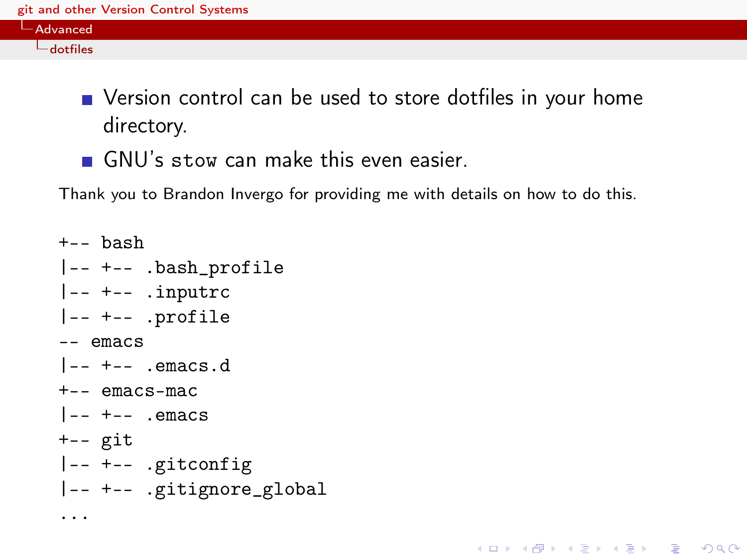- Version control can be used to store dotfiles in your home directory.
- GNU's `stow` can make this even easier.

Thank you to Brandon Invergo for providing me with details on how to do this.

```
+-- bash
|-- +-- .bash_profile
|-- +-- .inputrc
|-- +-- .profile
-- emacs
|-- +-- .emacs.d
+-- emacs-mac
|-- +-- .emacs
+-- git
|-- +-- .gitconfig
|-- +-- .gitignore_global
...
```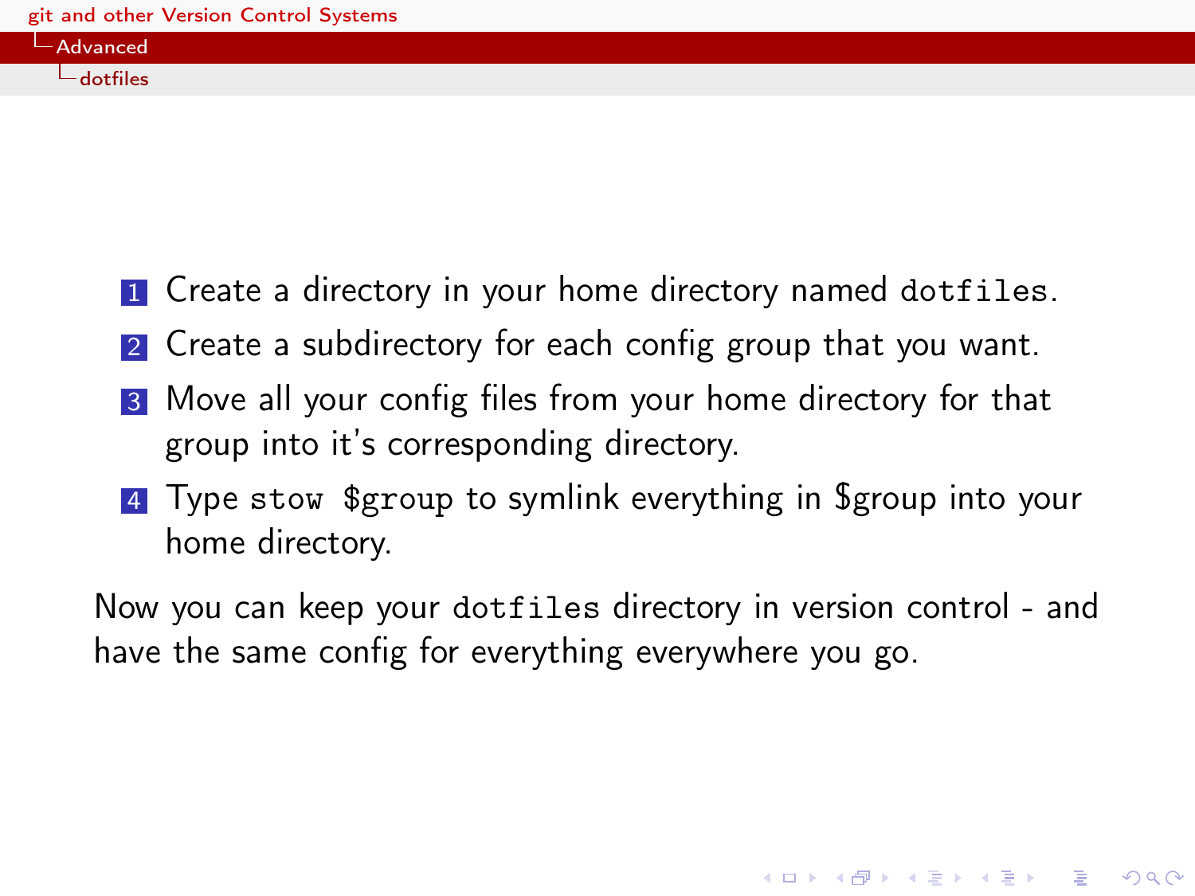1. Create a directory in your home directory named `dotfiles`.
2. Create a subdirectory for each config group that you want.
3. Move all your config files from your home directory for that group into it's corresponding directory.
4. Type `stow $group` to symlink everything in $group into your home directory.

Now you can keep your `dotfiles` directory in version control - and have the same config for everything everywhere you go.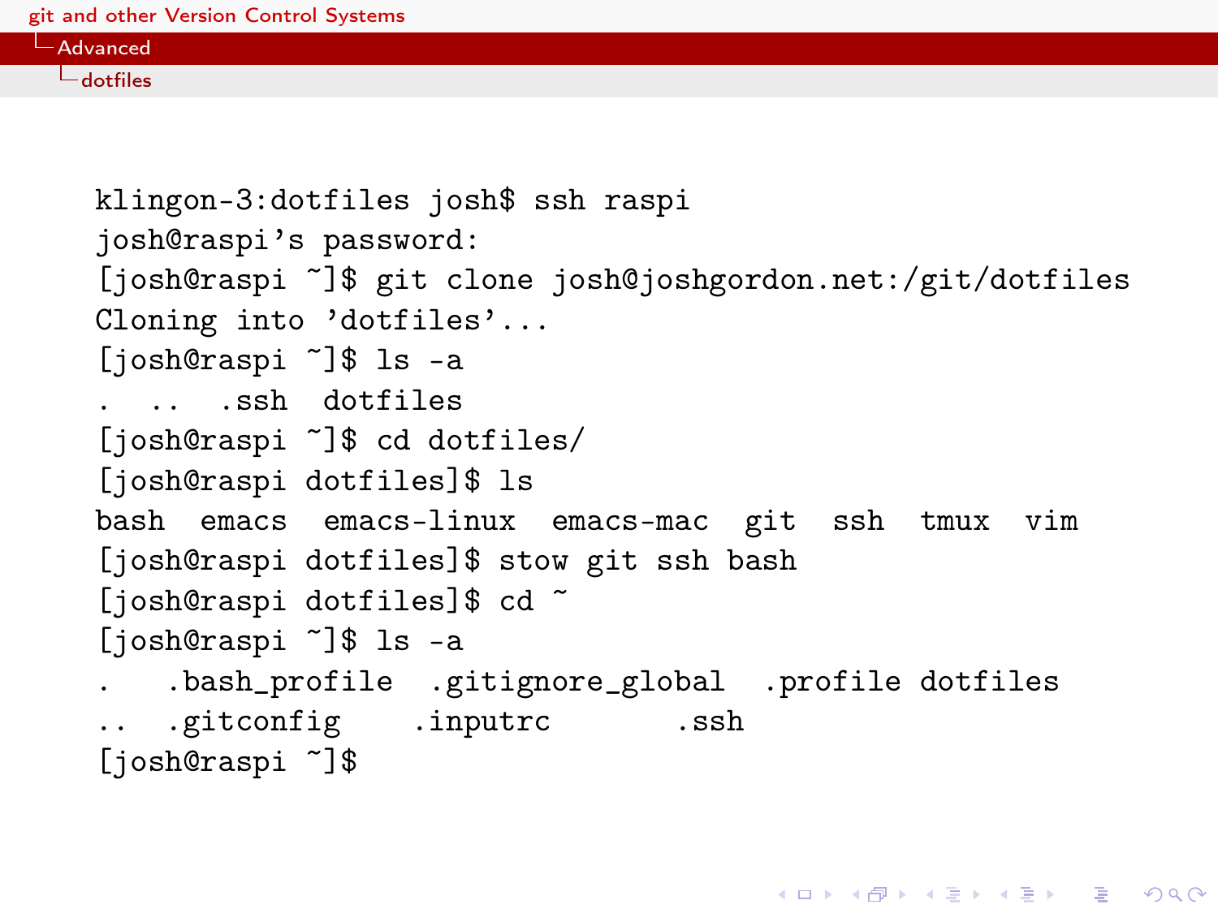```
klingon-3:dotfiles josh$ ssh raspi
josh@raspi's password:
[josh@raspi ~]$ git clone josh@joshgordon.net:/git/dotfiles
Cloning into 'dotfiles'...
[josh@raspi ~]$ ls -a
.  ..  .ssh  dotfiles
[josh@raspi ~]$ cd dotfiles/
[josh@raspi dotfiles]$ ls
bash  emacs  emacs-linux  emacs-mac  git  ssh  tmux  vim
[josh@raspi dotfiles]$ stow git ssh bash
[josh@raspi dotfiles]$ cd ~
[josh@raspi ~]$ ls -a
.   .bash_profile  .gitignore_global  .profile dotfiles
..  .gitconfig    .inputrc        .ssh
[josh@raspi ~]$
```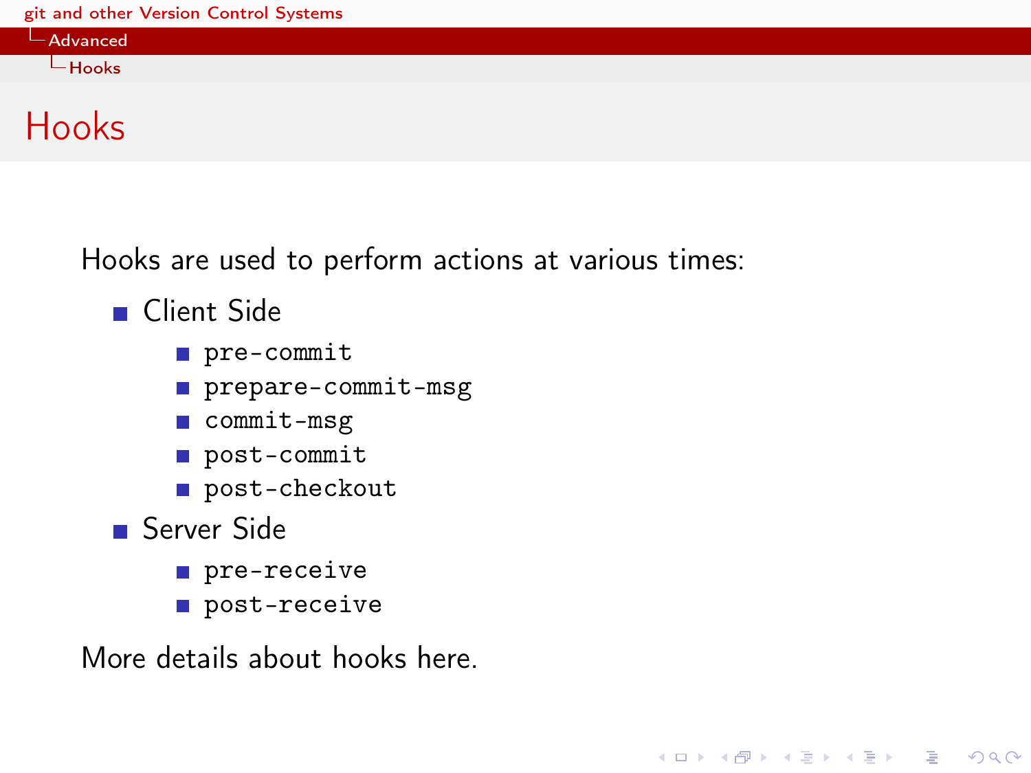# Hooks

Hooks are used to perform actions at various times:

- Client Side
  - `pre-commit`
  - `prepare-commit-msg`
  - `commit-msg`
  - `post-commit`
  - `post-checkout`
- Server Side
  - `pre-receive`
  - `post-receive`

More details about hooks here.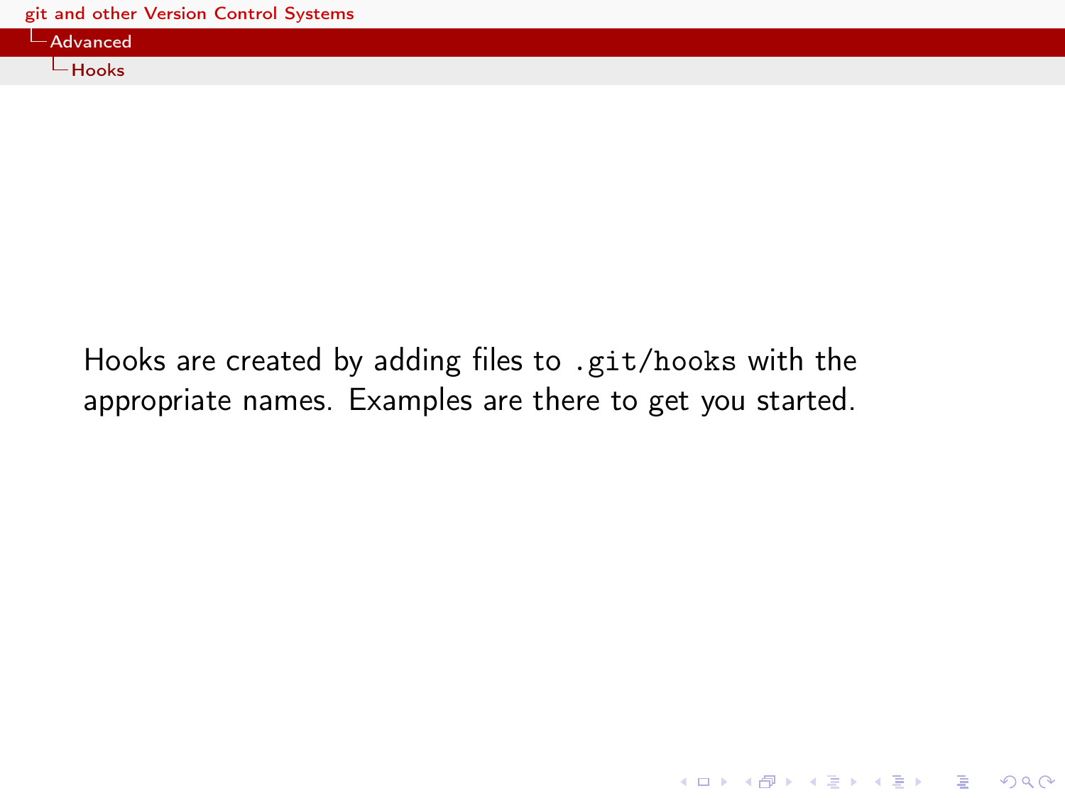Hooks are created by adding files to `.git/hooks` with the appropriate names. Examples are there to get you started.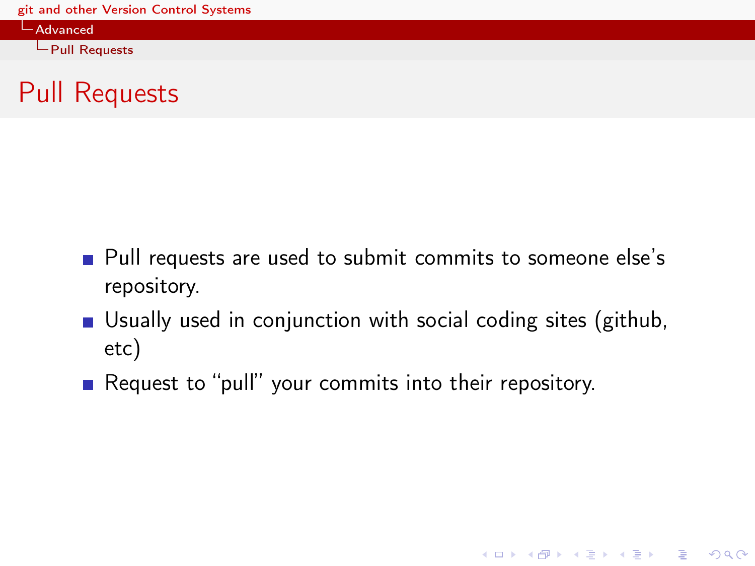# Pull Requests

- Pull requests are used to submit commits to someone else's repository.
- Usually used in conjunction with social coding sites (github, etc)
- Request to "pull" your commits into their repository.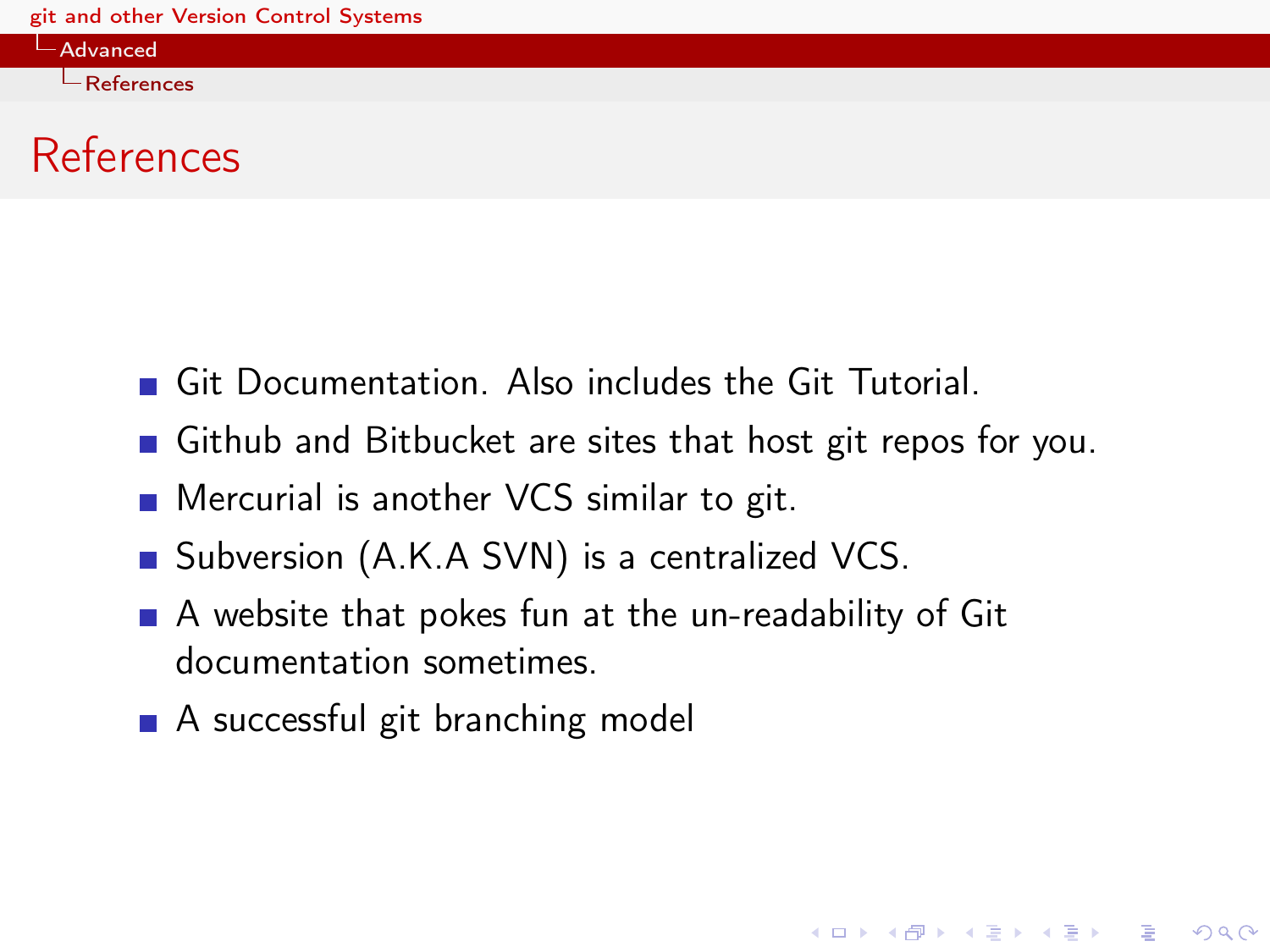# References

- Git Documentation. Also includes the Git Tutorial.
- Github and Bitbucket are sites that host git repos for you.
- Mercurial is another VCS similar to git.
- Subversion (A.K.A SVN) is a centralized VCS.
- A website that pokes fun at the un-readability of Git documentation sometimes.
- A successful git branching model